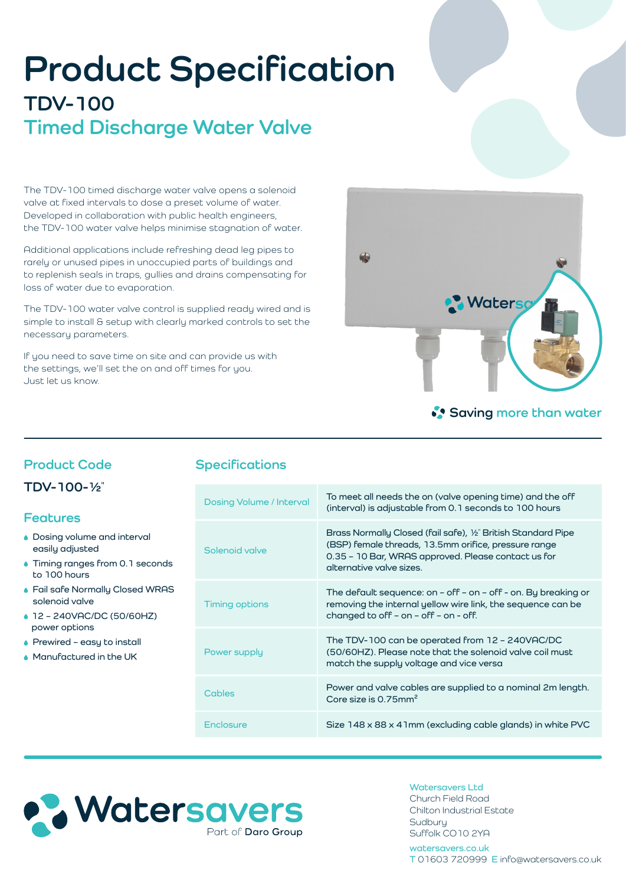# Product Specification

## TDV-100

## Timed Discharge Water Valve

The TDV-100 timed discharge water valve opens a solenoid valve at fixed intervals to dose a preset volume of water. Developed in collaboration with public health engineers, the TDV-100 water valve helps minimise stagnation of water.

Additional applications include refreshing dead leg pipes to rarely or unused pipes in unoccupied parts of buildings and to replenish seals in traps, gullies and drains compensating for loss of water due to evaporation.

The TDV-100 water valve control is supplied ready wired and is simple to install & setup with clearly marked controls to set the necessary parameters.

If you need to save time on site and can provide us with the settings, we'll set the on and off times for you. Just let us know.

Saving more than water

### Product Code

**TDV-100-½"**

### Features

- Dosing volume and interval easily adjusted
- Timing ranges from 0.1 seconds to 100 hours
- Fail safe Normally Closed WRAS solenoid valve
- 12 – 240VAC/DC (50/60HZ) power options
- Prewired – easy to install
- Manufactured in the UK

### Specifications

| | |
|---|---|
| Dosing Volume / Interval | To meet all needs the on (valve opening time) and the off (interval) is adjustable from 0.1 seconds to 100 hours |
| Solenoid valve | Brass Normally Closed (fail safe), ½" British Standard Pipe (BSP) female threads, 13.5mm orifice, pressure range 0.35 – 10 Bar, WRAS approved. Please contact us for alternative valve sizes. |
| Timing options | The default sequence: on – off – on – off - on. By breaking or removing the internal yellow wire link, the sequence can be changed to off – on – off – on - off. |
| Power supply | The TDV-100 can be operated from 12 – 240VAC/DC (50/60HZ). Please note that the solenoid valve coil must match the supply voltage and vice versa |
| Cables | Power and valve cables are supplied to a nominal 2m length. Core size is 0.75mm² |
| Enclosure | Size 148 x 88 x 41mm (excluding cable glands) in white PVC |

Watersavers
Part of Daro Group

Watersavers Ltd
Church Field Road
Chilton Industrial Estate
Sudbury
Suffolk CO10 2YA

watersavers.co.uk
T 01603 720999 E info@watersavers.co.uk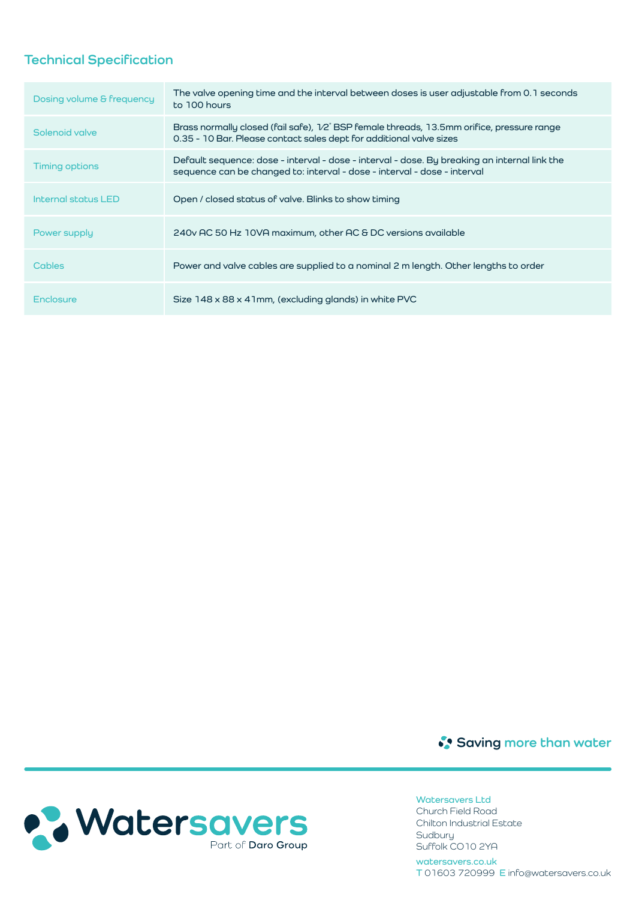## Technical Specification

| | |
|---|---|
| Dosing volume & frequency | The valve opening time and the interval between doses is user adjustable from 0.1 seconds to 100 hours |
| Solenoid valve | Brass normally closed (fail safe), 1/2" BSP female threads, 13.5mm orifice, pressure range 0.35 - 10 Bar. Please contact sales dept for additional valve sizes |
| Timing options | Default sequence: dose - interval - dose - interval - dose. By breaking an internal link the sequence can be changed to: interval - dose - interval - dose - interval |
| Internal status LED | Open / closed status of valve. Blinks to show timing |
| Power supply | 240v AC 50 Hz 10VA maximum, other AC & DC versions available |
| Cables | Power and valve cables are supplied to a nominal 2 m length. Other lengths to order |
| Enclosure | Size 148 x 88 x 41mm, (excluding glands) in white PVC |

Saving more than water

Watersavers
Part of Daro Group

Watersavers Ltd
Church Field Road
Chilton Industrial Estate
Sudbury
Suffolk CO10 2YA

watersavers.co.uk
T 01603 720999 E info@watersavers.co.uk